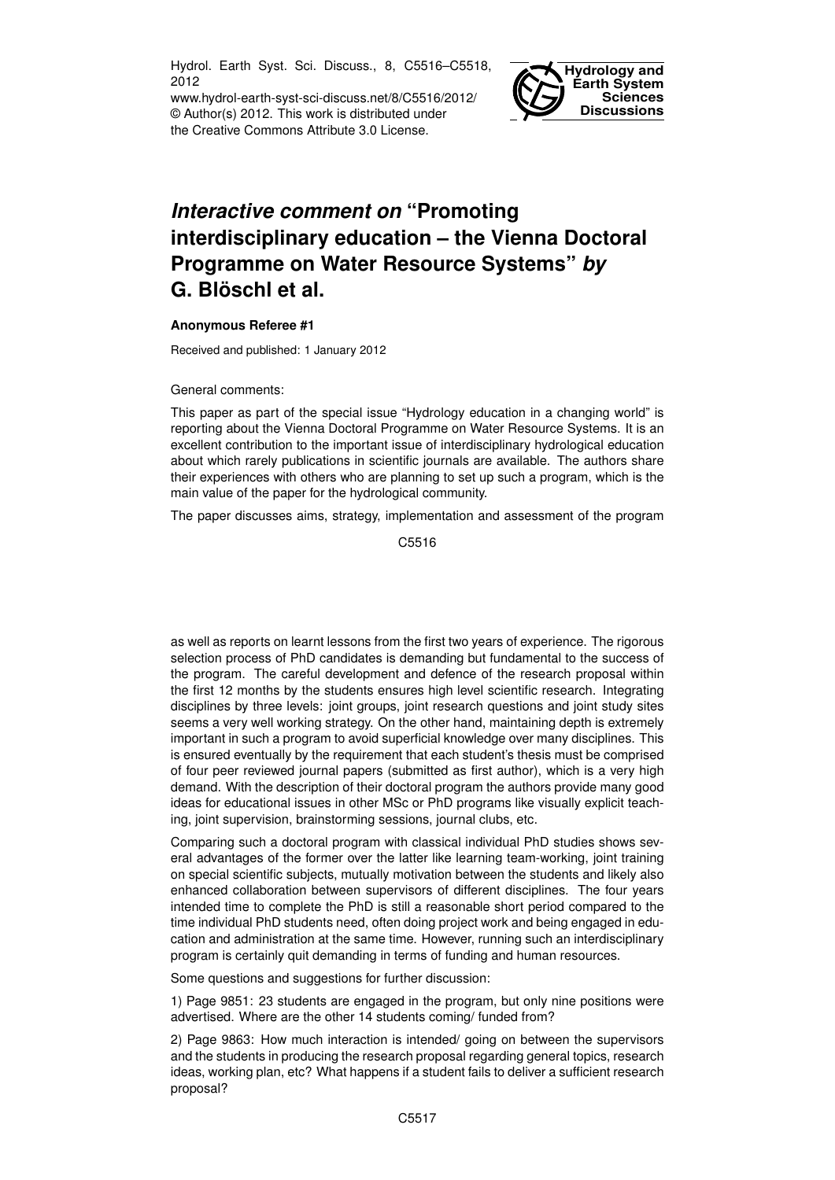# *Interactive comment on* "Promoting interdisciplinary education – the Vienna Doctoral Programme on Water Resource Systems" *by* G. Blöschl et al.

**Anonymous Referee #1**

Received and published: 1 January 2012

General comments:

This paper as part of the special issue "Hydrology education in a changing world" is reporting about the Vienna Doctoral Programme on Water Resource Systems. It is an excellent contribution to the important issue of interdisciplinary hydrological education about which rarely publications in scientific journals are available. The authors share their experiences with others who are planning to set up such a program, which is the main value of the paper for the hydrological community.

The paper discusses aims, strategy, implementation and assessment of the program as well as reports on learnt lessons from the first two years of experience. The rigorous selection process of PhD candidates is demanding but fundamental to the success of the program. The careful development and defence of the research proposal within the first 12 months by the students ensures high level scientific research. Integrating disciplines by three levels: joint groups, joint research questions and joint study sites seems a very well working strategy. On the other hand, maintaining depth is extremely important in such a program to avoid superficial knowledge over many disciplines. This is ensured eventually by the requirement that each student's thesis must be comprised of four peer reviewed journal papers (submitted as first author), which is a very high demand. With the description of their doctoral program the authors provide many good ideas for educational issues in other MSc or PhD programs like visually explicit teaching, joint supervision, brainstorming sessions, journal clubs, etc.

Comparing such a doctoral program with classical individual PhD studies shows several advantages of the former over the latter like learning team-working, joint training on special scientific subjects, mutually motivation between the students and likely also enhanced collaboration between supervisors of different disciplines. The four years intended time to complete the PhD is still a reasonable short period compared to the time individual PhD students need, often doing project work and being engaged in education and administration at the same time. However, running such an interdisciplinary program is certainly quit demanding in terms of funding and human resources.

Some questions and suggestions for further discussion:

1) Page 9851: 23 students are engaged in the program, but only nine positions were advertised. Where are the other 14 students coming/ funded from?

2) Page 9863: How much interaction is intended/ going on between the supervisors and the students in producing the research proposal regarding general topics, research ideas, working plan, etc? What happens if a student fails to deliver a sufficient research proposal?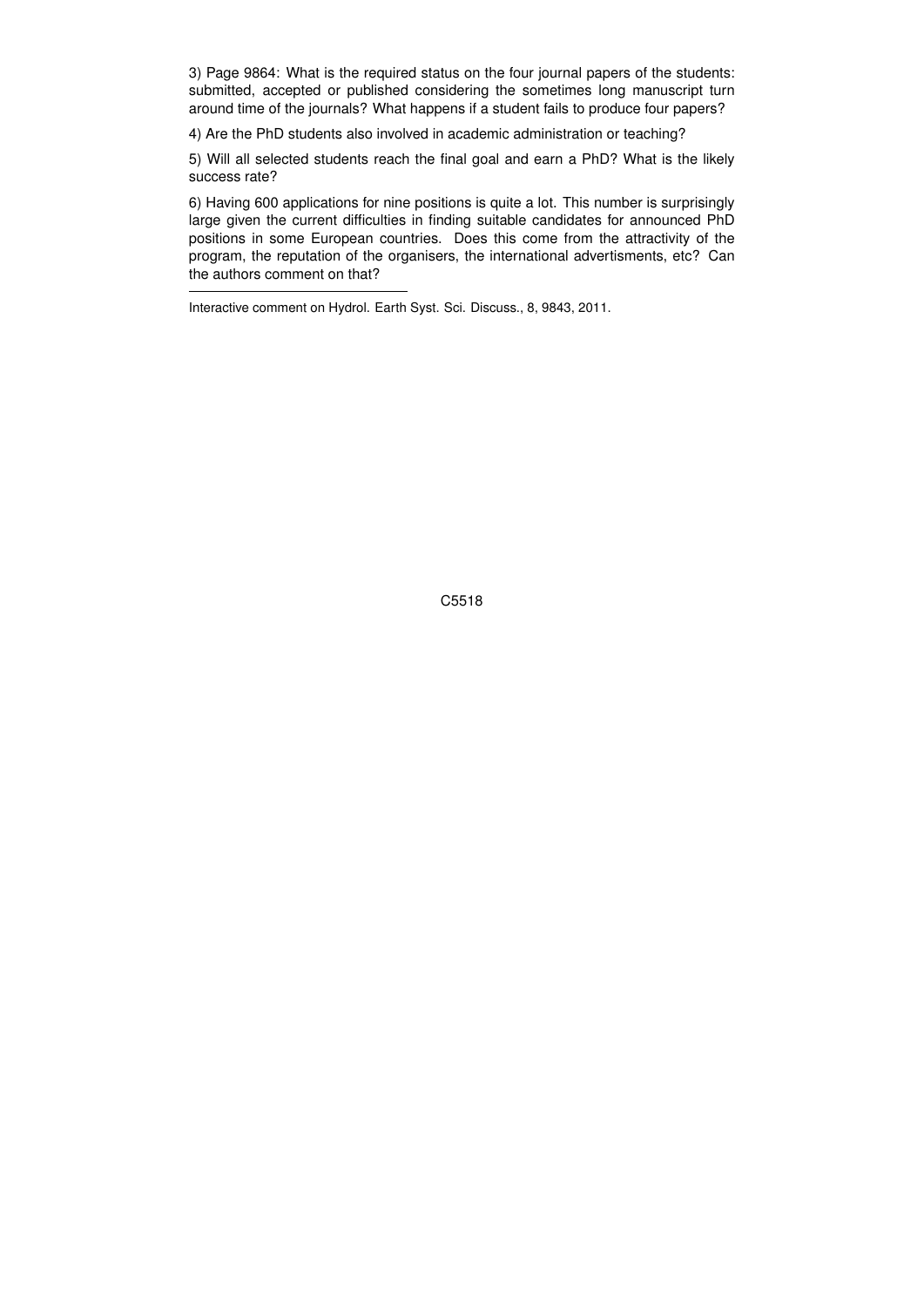3) Page 9864: What is the required status on the four journal papers of the students: submitted, accepted or published considering the sometimes long manuscript turn around time of the journals? What happens if a student fails to produce four papers?

4) Are the PhD students also involved in academic administration or teaching?

5) Will all selected students reach the final goal and earn a PhD? What is the likely success rate?

6) Having 600 applications for nine positions is quite a lot. This number is surprisingly large given the current difficulties in finding suitable candidates for announced PhD positions in some European countries. Does this come from the attractivity of the program, the reputation of the organisers, the international advertisments, etc? Can the authors comment on that?

---

Interactive comment on Hydrol. Earth Syst. Sci. Discuss., 8, 9843, 2011.